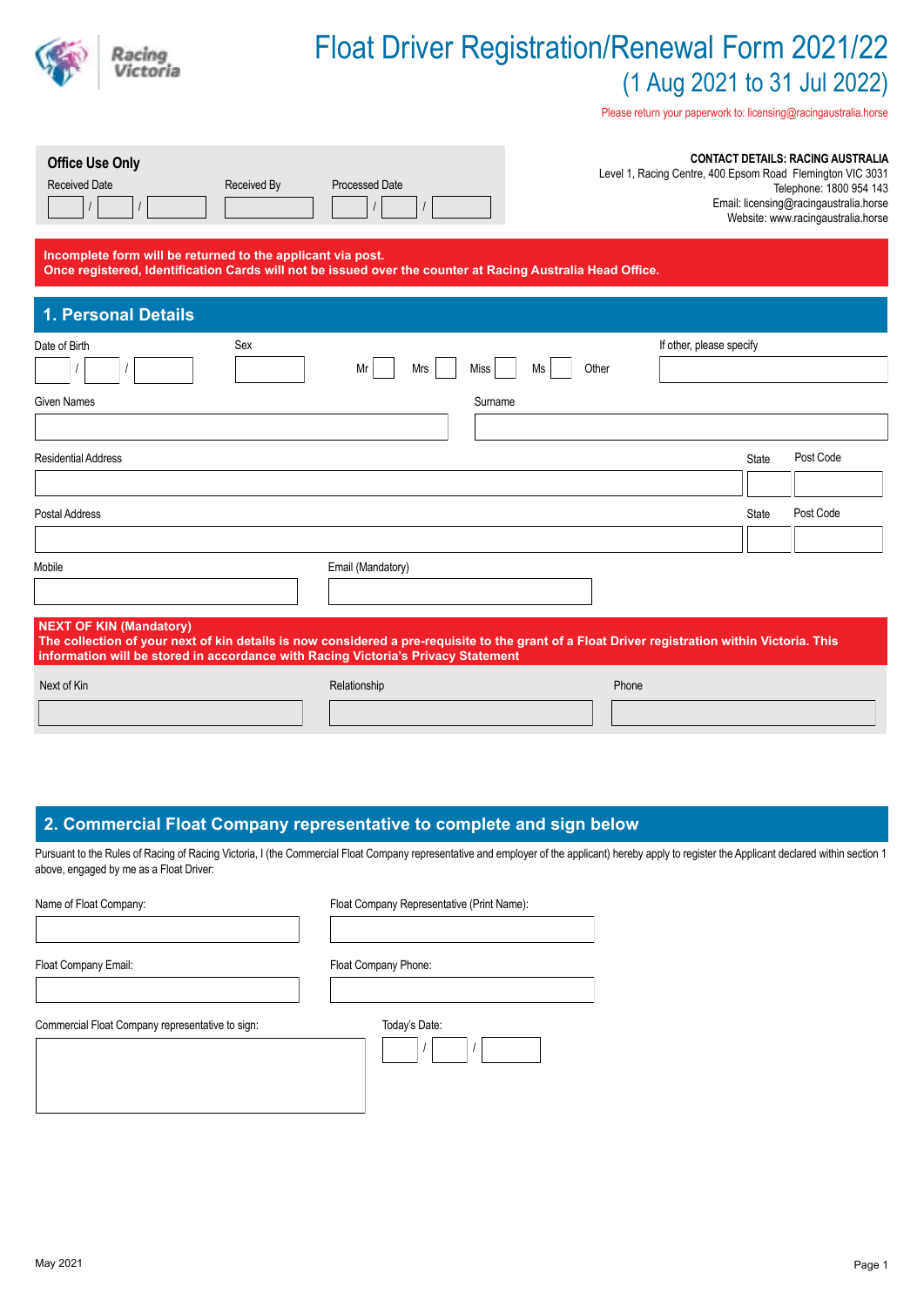Racing Victoria

# Float Driver Registration/Renewal Form 2021/22

## (1 Aug 2021 to 31 Jul 2022)

Please return your paperwork to: licensing@racingaustralia.horse

**Office Use Only**

Received Date / / Received By Processed Date / /

**CONTACT DETAILS: RACING AUSTRALIA**
Level 1, Racing Centre, 400 Epsom Road Flemington VIC 3031
Telephone: 1800 954 143
Email: licensing@racingaustralia.horse
Website: www.racingaustralia.horse

**Incomplete form will be returned to the applicant via post.**
**Once registered, Identification Cards will not be issued over the counter at Racing Australia Head Office.**

## 1. Personal Details

Date of Birth / /

Sex

Mr ☐ Mrs ☐ Miss ☐ Ms ☐ Other

If other, please specify

Given Names

Surname

Residential Address

State

Post Code

Postal Address

State

Post Code

Mobile

Email (Mandatory)

**NEXT OF KIN (Mandatory)**
**The collection of your next of kin details is now considered a pre-requisite to the grant of a Float Driver registration within Victoria. This information will be stored in accordance with Racing Victoria's Privacy Statement**

Next of Kin

Relationship

Phone

## 2. Commercial Float Company representative to complete and sign below

Pursuant to the Rules of Racing of Racing Victoria, I (the Commercial Float Company representative and employer of the applicant) hereby apply to register the Applicant declared within section 1 above, engaged by me as a Float Driver:

Name of Float Company:

Float Company Representative (Print Name):

Float Company Email:

Float Company Phone:

Commercial Float Company representative to sign:

Today's Date: / /

May 2021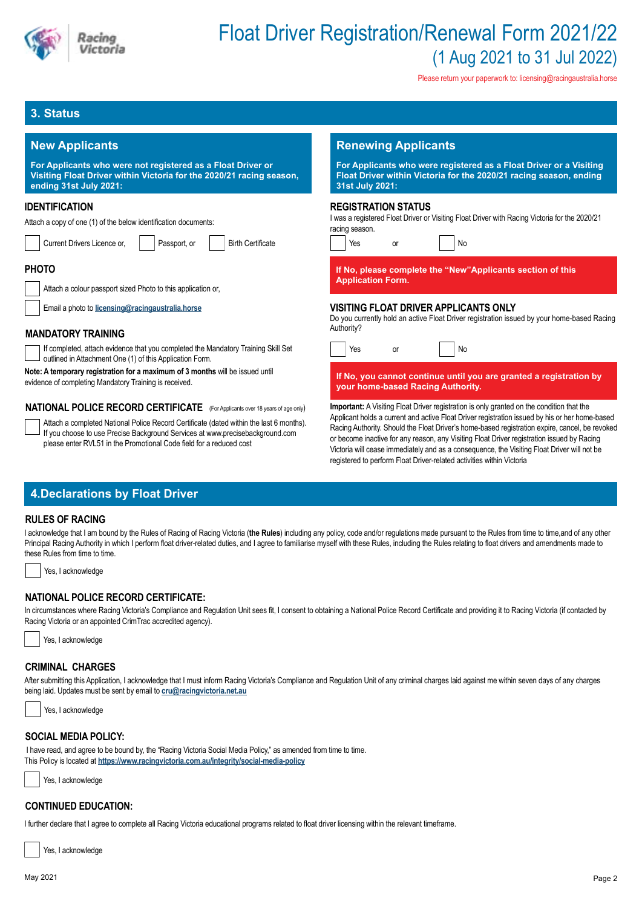# Float Driver Registration/Renewal Form 2021/22
## (1 Aug 2021 to 31 Jul 2022)

Please return your paperwork to: licensing@racingaustralia.horse

## 3. Status

### New Applicants

**For Applicants who were not registered as a Float Driver or Visiting Float Driver within Victoria for the 2020/21 racing season, ending 31st July 2021:**

#### IDENTIFICATION

Attach a copy of one (1) of the below identification documents:

☐ Current Drivers Licence or, ☐ Passport, or ☐ Birth Certificate

#### PHOTO

☐ Attach a colour passport sized Photo to this application or,

☐ Email a photo to **licensing@racingaustralia.horse**

#### MANDATORY TRAINING

☐ If completed, attach evidence that you completed the Mandatory Training Skill Set outlined in Attachment One (1) of this Application Form.

**Note: A temporary registration for a maximum of 3 months** will be issued until evidence of completing Mandatory Training is received.

#### NATIONAL POLICE RECORD CERTIFICATE (For Applicants over 18 years of age only)

☐ Attach a completed National Police Record Certificate (dated within the last 6 months). If you choose to use Precise Background Services at www.precisebackground.com please enter RVL51 in the Promotional Code field for a reduced cost

### Renewing Applicants

**For Applicants who were registered as a Float Driver or a Visiting Float Driver within Victoria for the 2020/21 racing season, ending 31st July 2021:**

#### REGISTRATION STATUS

I was a registered Float Driver or Visiting Float Driver with Racing Victoria for the 2020/21 racing season.

☐ Yes or ☐ No

**If No, please complete the "New"Applicants section of this Application Form.**

#### VISITING FLOAT DRIVER APPLICANTS ONLY

Do you currently hold an active Float Driver registration issued by your home-based Racing Authority?

☐ Yes or ☐ No

**If No, you cannot continue until you are granted a registration by your home-based Racing Authority.**

**Important:** A Visiting Float Driver registration is only granted on the condition that the Applicant holds a current and active Float Driver registration issued by his or her home-based Racing Authority. Should the Float Driver's home-based registration expire, cancel, be revoked or become inactive for any reason, any Visiting Float Driver registration issued by Racing Victoria will cease immediately and as a consequence, the Visiting Float Driver will not be registered to perform Float Driver-related activities within Victoria

## 4.Declarations by Float Driver

### RULES OF RACING

I acknowledge that I am bound by the Rules of Racing of Racing Victoria (**the Rules**) including any policy, code and/or regulations made pursuant to the Rules from time to time,and of any other Principal Racing Authority in which I perform float driver-related duties, and I agree to familiarise myself with these Rules, including the Rules relating to float drivers and amendments made to these Rules from time to time.

☐ Yes, I acknowledge

### NATIONAL POLICE RECORD CERTIFICATE:

In circumstances where Racing Victoria's Compliance and Regulation Unit sees fit, I consent to obtaining a National Police Record Certificate and providing it to Racing Victoria (if contacted by Racing Victoria or an appointed CrimTrac accredited agency).

☐ Yes, I acknowledge

### CRIMINAL CHARGES

After submitting this Application, I acknowledge that I must inform Racing Victoria's Compliance and Regulation Unit of any criminal charges laid against me within seven days of any charges being laid. Updates must be sent by email to **cru@racingvictoria.net.au**

☐ Yes, I acknowledge

### SOCIAL MEDIA POLICY:

I have read, and agree to be bound by, the "Racing Victoria Social Media Policy," as amended from time to time.
This Policy is located at **https://www.racingvictoria.com.au/integrity/social-media-policy**

☐ Yes, I acknowledge

### CONTINUED EDUCATION:

I further declare that I agree to complete all Racing Victoria educational programs related to float driver licensing within the relevant timeframe.

☐ Yes, I acknowledge

May 2021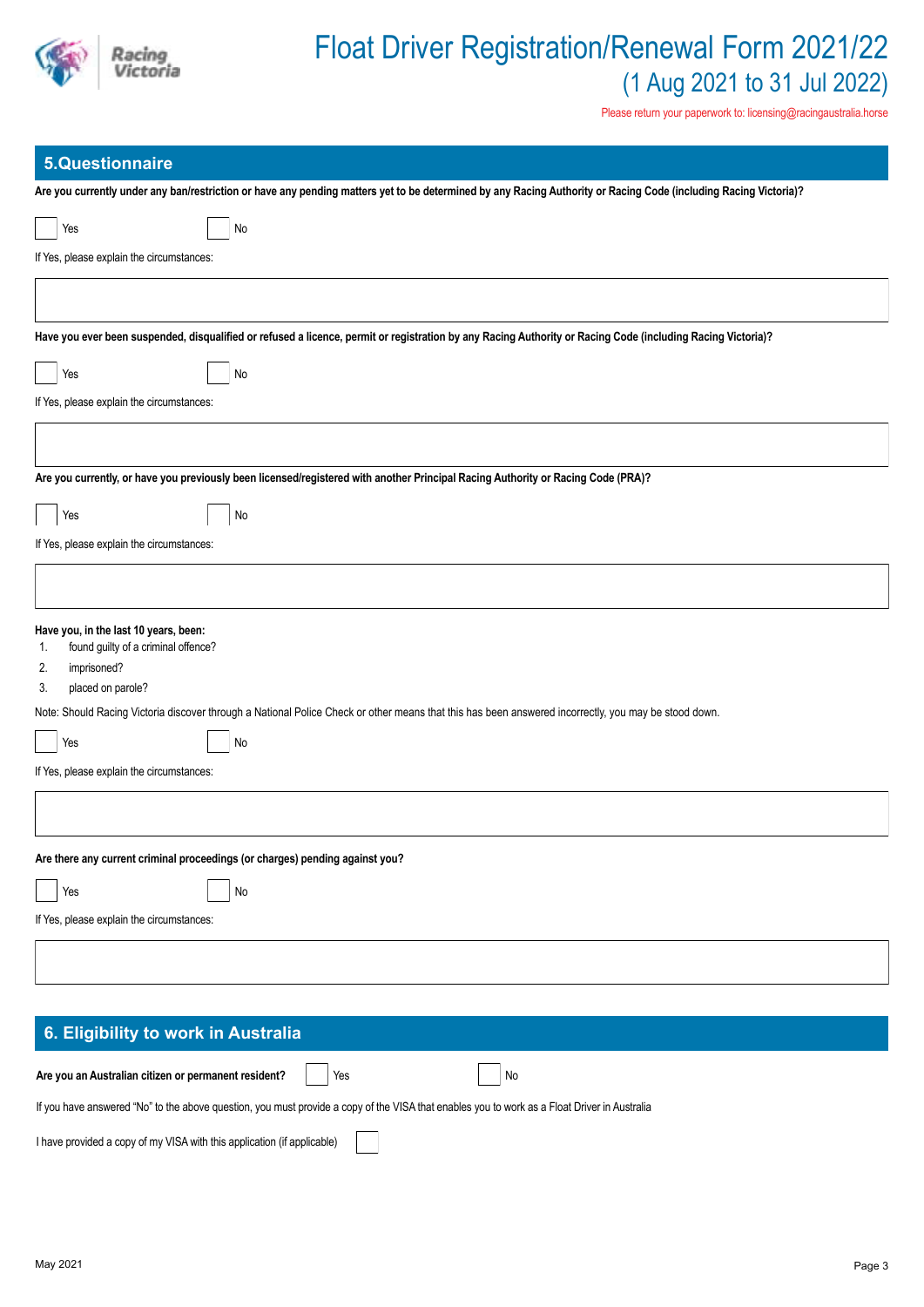# Float Driver Registration/Renewal Form 2021/22

(1 Aug 2021 to 31 Jul 2022)

Please return your paperwork to: licensing@racingaustralia.horse

## 5.Questionnaire

**Are you currently under any ban/restriction or have any pending matters yet to be determined by any Racing Authority or Racing Code (including Racing Victoria)?**

☐ Yes ☐ No

If Yes, please explain the circumstances:

**Have you ever been suspended, disqualified or refused a licence, permit or registration by any Racing Authority or Racing Code (including Racing Victoria)?**

☐ Yes ☐ No

If Yes, please explain the circumstances:

**Are you currently, or have you previously been licensed/registered with another Principal Racing Authority or Racing Code (PRA)?**

☐ Yes ☐ No

If Yes, please explain the circumstances:

**Have you, in the last 10 years, been:**

1. found guilty of a criminal offence?
2. imprisoned?
3. placed on parole?

Note: Should Racing Victoria discover through a National Police Check or other means that this has been answered incorrectly, you may be stood down.

☐ Yes ☐ No

If Yes, please explain the circumstances:

**Are there any current criminal proceedings (or charges) pending against you?**

☐ Yes ☐ No

If Yes, please explain the circumstances:

## 6. Eligibility to work in Australia

**Are you an Australian citizen or permanent resident?** ☐ Yes ☐ No

If you have answered "No" to the above question, you must provide a copy of the VISA that enables you to work as a Float Driver in Australia

I have provided a copy of my VISA with this application (if applicable) ☐

May 2021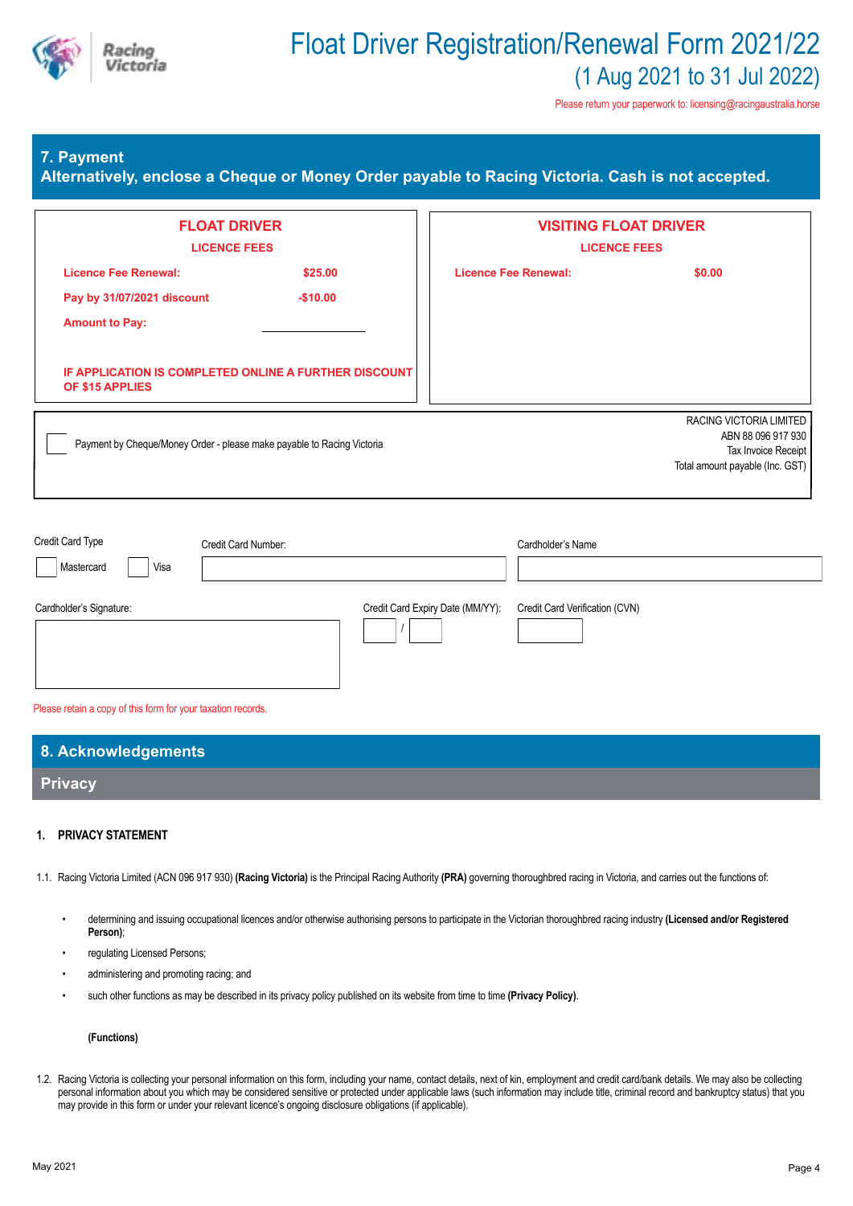# Float Driver Registration/Renewal Form 2021/22

## (1 Aug 2021 to 31 Jul 2022)

Please return your paperwork to: licensing@racingaustralia.horse

## 7. Payment

**Alternatively, enclose a Cheque or Money Order payable to Racing Victoria. Cash is not accepted.**

| FLOAT DRIVER LICENCE FEES | | VISITING FLOAT DRIVER LICENCE FEES | |
|---|---|---|---|
| Licence Fee Renewal: | $25.00 | Licence Fee Renewal: | $0.00 |
| Pay by 31/07/2021 discount | -$10.00 | | |
| Amount to Pay: | ________ | | |

**IF APPLICATION IS COMPLETED ONLINE A FURTHER DISCOUNT OF $15 APPLIES**

☐ Payment by Cheque/Money Order - please make payable to Racing Victoria

RACING VICTORIA LIMITED
ABN 88 096 917 930
Tax Invoice Receipt
Total amount payable (Inc. GST)

Credit Card Type: ☐ Mastercard ☐ Visa

Credit Card Number:

Cardholder's Name

Cardholder's Signature:

Credit Card Expiry Date (MM/YY): ____ / ____

Credit Card Verification (CVN)

Please retain a copy of this form for your taxation records.

## 8. Acknowledgements

### Privacy

**1. PRIVACY STATEMENT**

1.1. Racing Victoria Limited (ACN 096 917 930) **(Racing Victoria)** is the Principal Racing Authority **(PRA)** governing thoroughbred racing in Victoria, and carries out the functions of:

- determining and issuing occupational licences and/or otherwise authorising persons to participate in the Victorian thoroughbred racing industry **(Licensed and/or Registered Person)**;
- regulating Licensed Persons;
- administering and promoting racing; and
- such other functions as may be described in its privacy policy published on its website from time to time **(Privacy Policy)**.

**(Functions)**

1.2. Racing Victoria is collecting your personal information on this form, including your name, contact details, next of kin, employment and credit card/bank details. We may also be collecting personal information about you which may be considered sensitive or protected under applicable laws (such information may include title, criminal record and bankruptcy status) that you may provide in this form or under your relevant licence's ongoing disclosure obligations (if applicable).

May 2021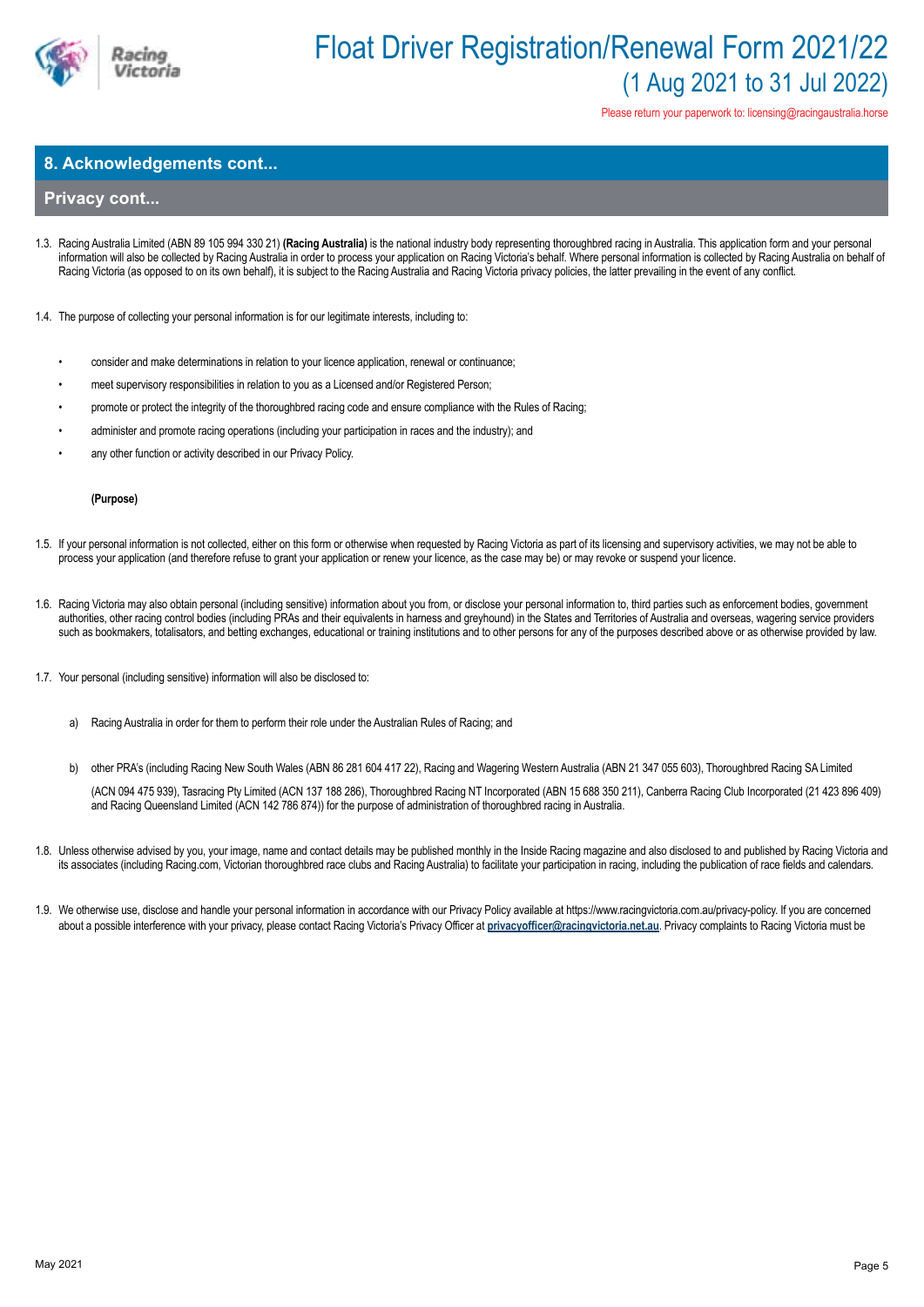## 8. Acknowledgements cont...

### Privacy cont...

1.3. Racing Australia Limited (ABN 89 105 994 330 21) **(Racing Australia)** is the national industry body representing thoroughbred racing in Australia. This application form and your personal information will also be collected by Racing Australia in order to process your application on Racing Victoria's behalf. Where personal information is collected by Racing Australia on behalf of Racing Victoria (as opposed to on its own behalf), it is subject to the Racing Australia and Racing Victoria privacy policies, the latter prevailing in the event of any conflict.

1.4. The purpose of collecting your personal information is for our legitimate interests, including to:

- consider and make determinations in relation to your licence application, renewal or continuance;
- meet supervisory responsibilities in relation to you as a Licensed and/or Registered Person;
- promote or protect the integrity of the thoroughbred racing code and ensure compliance with the Rules of Racing;
- administer and promote racing operations (including your participation in races and the industry); and
- any other function or activity described in our Privacy Policy.

**(Purpose)**

1.5. If your personal information is not collected, either on this form or otherwise when requested by Racing Victoria as part of its licensing and supervisory activities, we may not be able to process your application (and therefore refuse to grant your application or renew your licence, as the case may be) or may revoke or suspend your licence.

1.6. Racing Victoria may also obtain personal (including sensitive) information about you from, or disclose your personal information to, third parties such as enforcement bodies, government authorities, other racing control bodies (including PRAs and their equivalents in harness and greyhound) in the States and Territories of Australia and overseas, wagering service providers such as bookmakers, totalisators, and betting exchanges, educational or training institutions and to other persons for any of the purposes described above or as otherwise provided by law.

1.7. Your personal (including sensitive) information will also be disclosed to:

a) Racing Australia in order for them to perform their role under the Australian Rules of Racing; and

b) other PRA's (including Racing New South Wales (ABN 86 281 604 417 22), Racing and Wagering Western Australia (ABN 21 347 055 603), Thoroughbred Racing SA Limited (ACN 094 475 939), Tasracing Pty Limited (ACN 137 188 286), Thoroughbred Racing NT Incorporated (ABN 15 688 350 211), Canberra Racing Club Incorporated (21 423 896 409) and Racing Queensland Limited (ACN 142 786 874)) for the purpose of administration of thoroughbred racing in Australia.

1.8. Unless otherwise advised by you, your image, name and contact details may be published monthly in the Inside Racing magazine and also disclosed to and published by Racing Victoria and its associates (including Racing.com, Victorian thoroughbred race clubs and Racing Australia) to facilitate your participation in racing, including the publication of race fields and calendars.

1.9. We otherwise use, disclose and handle your personal information in accordance with our Privacy Policy available at https://www.racingvictoria.com.au/privacy-policy. If you are concerned about a possible interference with your privacy, please contact Racing Victoria's Privacy Officer at **privacyofficer@racingvictoria.net.au**. Privacy complaints to Racing Victoria must be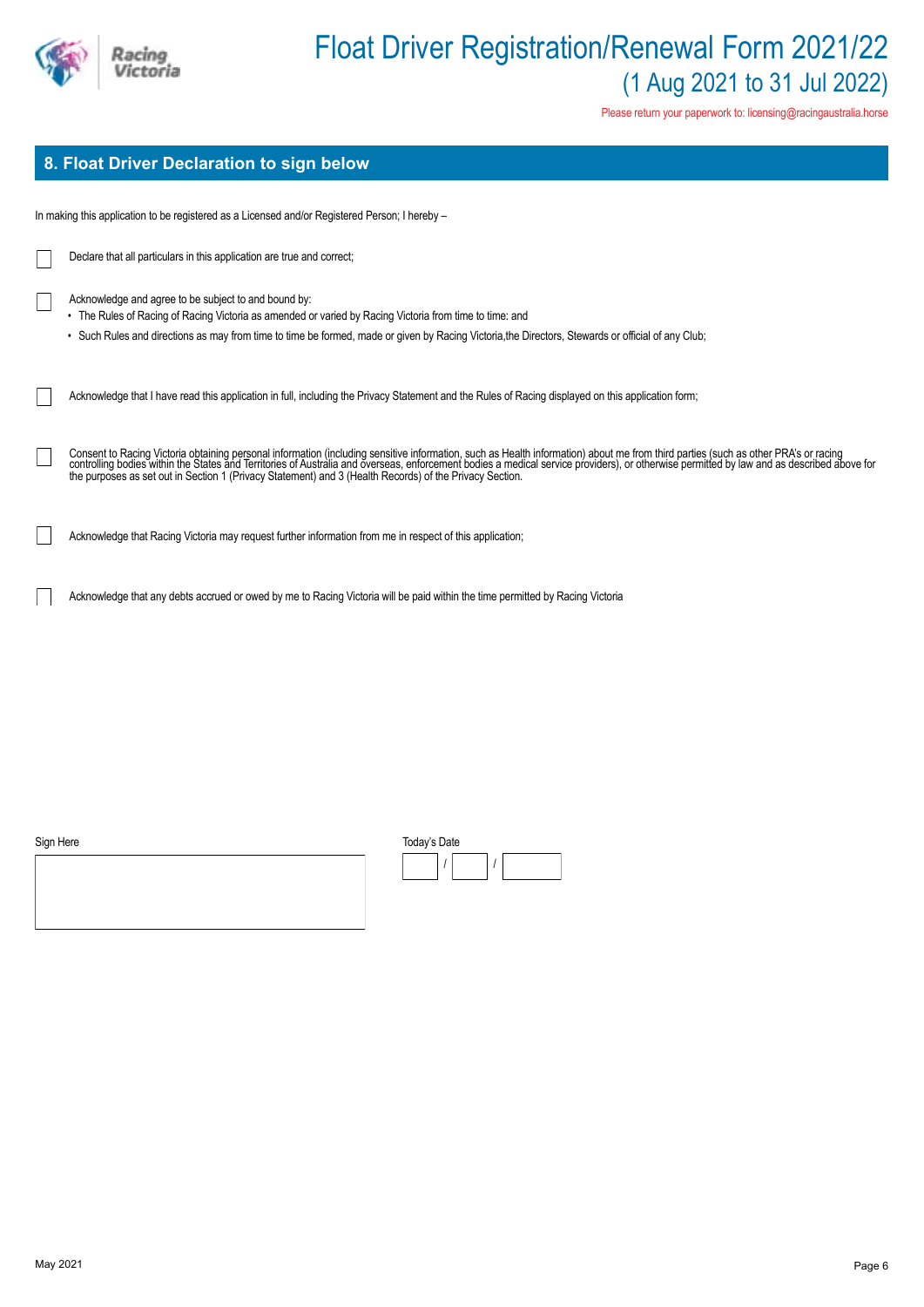# Float Driver Registration/Renewal Form 2021/22
## (1 Aug 2021 to 31 Jul 2022)

Please return your paperwork to: licensing@racingaustralia.horse

## 8. Float Driver Declaration to sign below

In making this application to be registered as a Licensed and/or Registered Person; I hereby –

☐ Declare that all particulars in this application are true and correct;

☐ Acknowledge and agree to be subject to and bound by:
- The Rules of Racing of Racing Victoria as amended or varied by Racing Victoria from time to time: and
- Such Rules and directions as may from time to time be formed, made or given by Racing Victoria,the Directors, Stewards or official of any Club;

☐ Acknowledge that I have read this application in full, including the Privacy Statement and the Rules of Racing displayed on this application form;

☐ Consent to Racing Victoria obtaining personal information (including sensitive information, such as Health information) about me from third parties (such as other PRA's or racing controlling bodies within the States and Territories of Australia and overseas, enforcement bodies a medical service providers), or otherwise permitted by law and as described above for the purposes as set out in Section 1 (Privacy Statement) and 3 (Health Records) of the Privacy Section.

☐ Acknowledge that Racing Victoria may request further information from me in respect of this application;

☐ Acknowledge that any debts accrued or owed by me to Racing Victoria will be paid within the time permitted by Racing Victoria

Sign Here

Today's Date ___ / ___ / ___

May 2021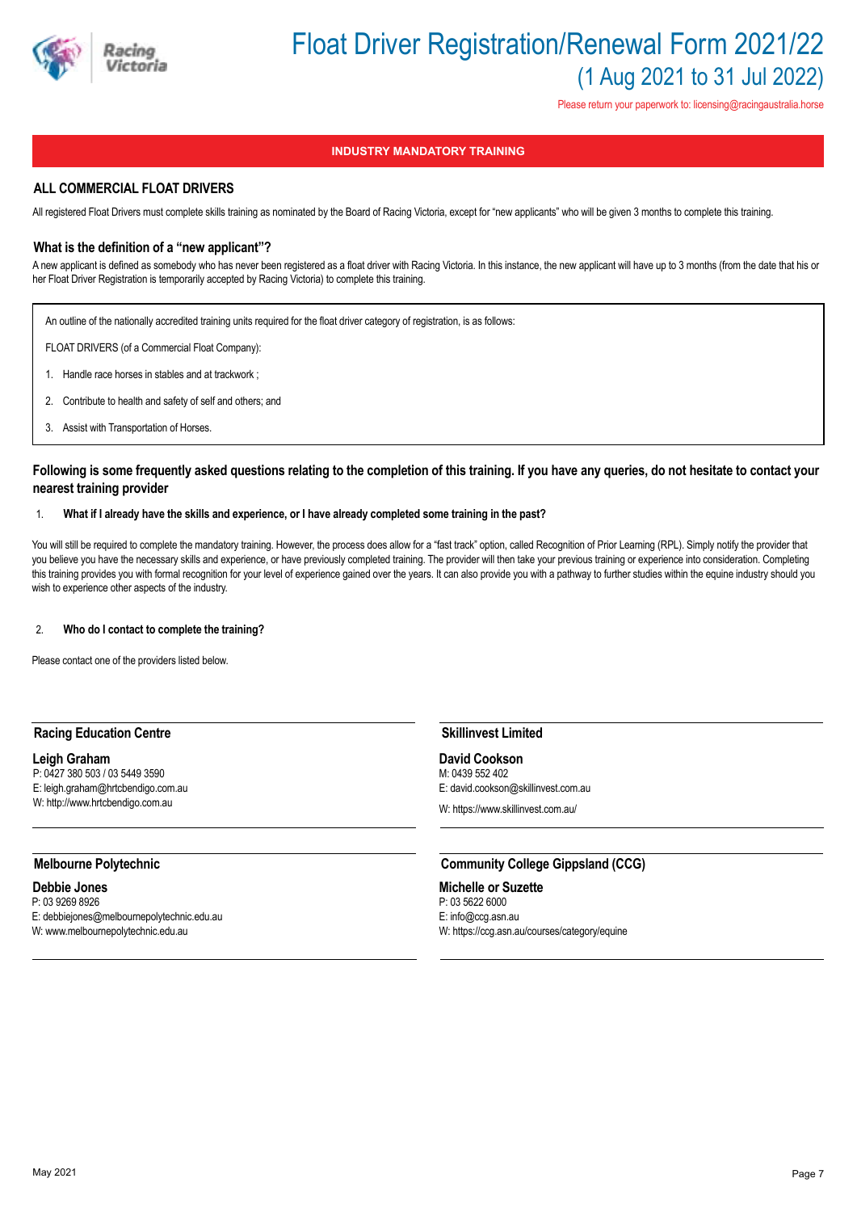# Float Driver Registration/Renewal Form 2021/22

## (1 Aug 2021 to 31 Jul 2022)

Please return your paperwork to: licensing@racingaustralia.horse

**INDUSTRY MANDATORY TRAINING**

### ALL COMMERCIAL FLOAT DRIVERS

All registered Float Drivers must complete skills training as nominated by the Board of Racing Victoria, except for "new applicants" who will be given 3 months to complete this training.

### What is the definition of a "new applicant"?

A new applicant is defined as somebody who has never been registered as a float driver with Racing Victoria. In this instance, the new applicant will have up to 3 months (from the date that his or her Float Driver Registration is temporarily accepted by Racing Victoria) to complete this training.

An outline of the nationally accredited training units required for the float driver category of registration, is as follows:

FLOAT DRIVERS (of a Commercial Float Company):

1. Handle race horses in stables and at trackwork ;
2. Contribute to health and safety of self and others; and
3. Assist with Transportation of Horses.

### Following is some frequently asked questions relating to the completion of this training. If you have any queries, do not hesitate to contact your nearest training provider

1. **What if I already have the skills and experience, or I have already completed some training in the past?**

You will still be required to complete the mandatory training. However, the process does allow for a "fast track" option, called Recognition of Prior Learning (RPL). Simply notify the provider that you believe you have the necessary skills and experience, or have previously completed training. The provider will then take your previous training or experience into consideration. Completing this training provides you with formal recognition for your level of experience gained over the years. It can also provide you with a pathway to further studies within the equine industry should you wish to experience other aspects of the industry.

2. **Who do I contact to complete the training?**

Please contact one of the providers listed below.

### Racing Education Centre

**Leigh Graham**
P: 0427 380 503 / 03 5449 3590
E: leigh.graham@hrtcbendigo.com.au
W: http://www.hrtcbendigo.com.au

### Skillinvest Limited

**David Cookson**
M: 0439 552 402
E: david.cookson@skillinvest.com.au
W: https://www.skillinvest.com.au/

### Melbourne Polytechnic

**Debbie Jones**
P: 03 9269 8926
E: debbiejones@melbournepolytechnic.edu.au
W: www.melbournepolytechnic.edu.au

### Community College Gippsland (CCG)

**Michelle or Suzette**
P: 03 5622 6000
E: info@ccg.asn.au
W: https://ccg.asn.au/courses/category/equine

May 2021